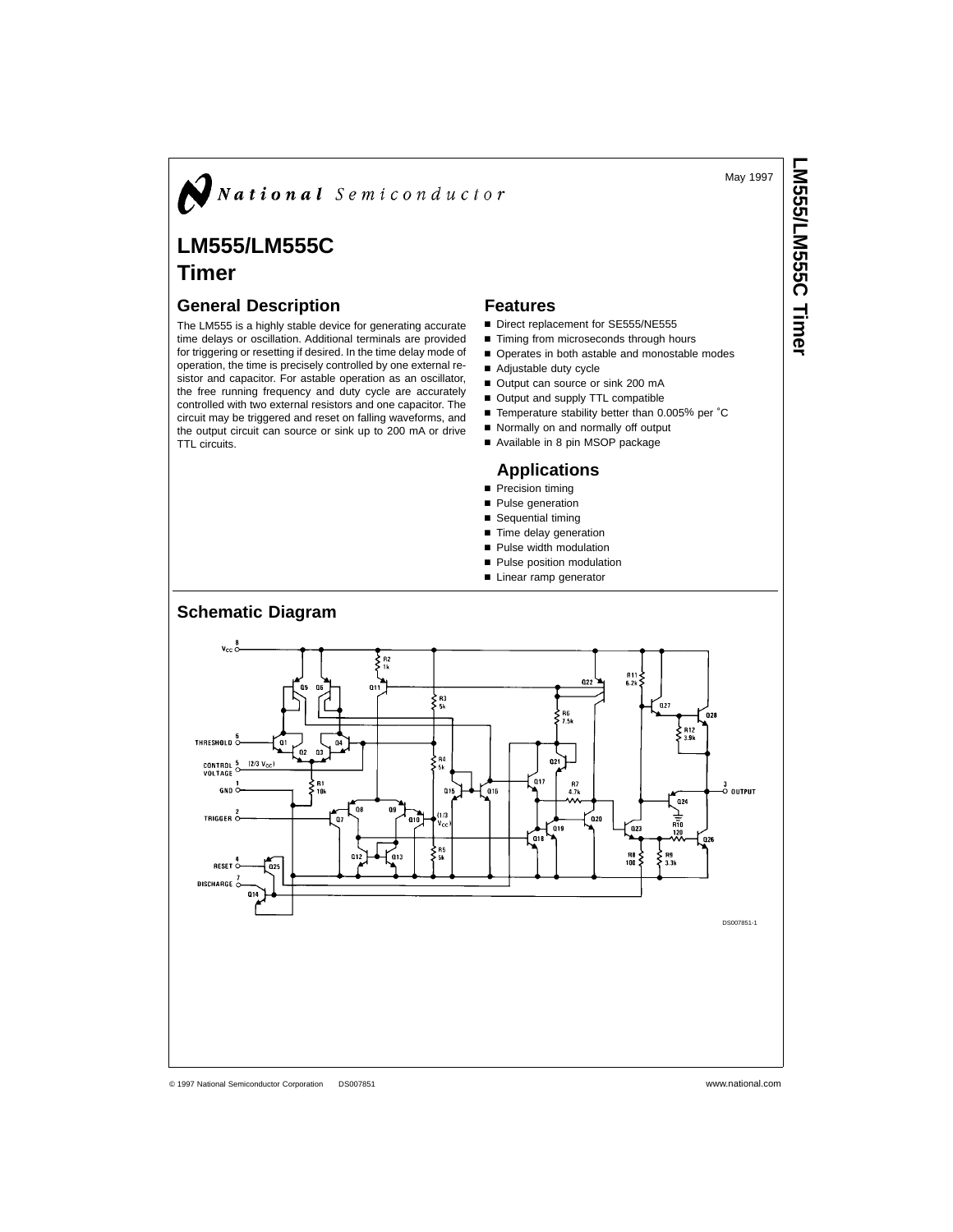May 1997

# LM555/LM555C Timer

## General Description

The LM555 is a highly stable device for generating accurate time delays or oscillation. Additional terminals are provided for triggering or resetting if desired. In the time delay mode of operation, the time is precisely controlled by one external resistor and capacitor. For astable operation as an oscillator, the free running frequency and duty cycle are accurately controlled with two external resistors and one capacitor. The circuit may be triggered and reset on falling waveforms, and the output circuit can source or sink up to 200 mA or drive TTL circuits.

## Features

- Direct replacement for SE555/NE555
- Timing from microseconds through hours
- Operates in both astable and monostable modes
- Adjustable duty cycle
- Output can source or sink 200 mA
- Output and supply TTL compatible
- Temperature stability better than 0.005% per ˚C
- Normally on and normally off output
- Available in 8 pin MSOP package

## Applications

- Precision timing
- Pulse generation
- Sequential timing
- Time delay generation
- Pulse width modulation
- Pulse position modulation
- Linear ramp generator

## Schematic Diagram

DS007851-1

© 1997 National Semiconductor Corporation DS007851 www.national.com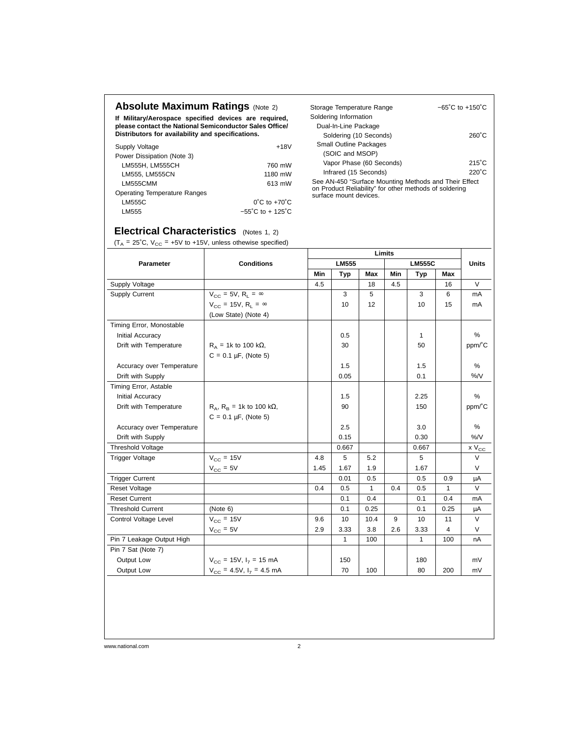## Absolute Maximum Ratings (Note 2)

**If Military/Aerospace specified devices are required, please contact the National Semiconductor Sales Office/ Distributors for availability and specifications.**

| | |
|---|---|
| Supply Voltage | +18V |
| Power Dissipation (Note 3) | |
| LM555H, LM555CH | 760 mW |
| LM555, LM555CN | 1180 mW |
| LM555CMM | 613 mW |
| Operating Temperature Ranges | |
| LM555C | 0˚C to +70˚C |
| LM555 | −55˚C to + 125˚C |
| Storage Temperature Range | −65˚C to +150˚C |
| Soldering Information | |
| Dual-In-Line Package | |
| Soldering (10 Seconds) | 260˚C |
| Small Outline Packages | |
| (SOIC and MSOP) | |
| Vapor Phase (60 Seconds) | 215˚C |
| Infrared (15 Seconds) | 220˚C |

See AN-450 "Surface Mounting Methods and Their Effect on Product Reliability" for other methods of soldering surface mount devices.

## Electrical Characteristics (Notes 1, 2)

($T_A$ = 25˚C, $V_{CC}$ = +5V to +15V, unless othewise specified)

| Parameter | Conditions | Limits | | | | | | Units |
|---|---|---|---|---|---|---|---|---|
| | | LM555 | | | LM555C | | | |
| | | Min | Typ | Max | Min | Typ | Max | |
| Supply Voltage | | 4.5 | | 18 | 4.5 | | 16 | V |
| Supply Current | $V_{CC}$ = 5V, $R_L$ = ∞ | | 3 | 5 | | 3 | 6 | mA |
| | $V_{CC}$ = 15V, $R_L$ = ∞ | | 10 | 12 | | 10 | 15 | mA |
| | (Low State) (Note 4) | | | | | | | |
| Timing Error, Monostable | | | | | | | | |
| Initial Accuracy | | | 0.5 | | | 1 | | % |
| Drift with Temperature | $R_A$ = 1k to 100 kΩ, | | 30 | | | 50 | | ppm/˚C |
| | C = 0.1 µF, (Note 5) | | | | | | | |
| Accuracy over Temperature | | | 1.5 | | | 1.5 | | % |
| Drift with Supply | | | 0.05 | | | 0.1 | | %/V |
| Timing Error, Astable | | | | | | | | |
| Initial Accuracy | | | 1.5 | | | 2.25 | | % |
| Drift with Temperature | $R_A$, $R_B$ = 1k to 100 kΩ, | | 90 | | | 150 | | ppm/˚C |
| | C = 0.1 µF, (Note 5) | | | | | | | |
| Accuracy over Temperature | | | 2.5 | | | 3.0 | | % |
| Drift with Supply | | | 0.15 | | | 0.30 | | %/V |
| Threshold Voltage | | | 0.667 | | | 0.667 | | x $V_{CC}$ |
| Trigger Voltage | $V_{CC}$ = 15V | 4.8 | 5 | 5.2 | | 5 | | V |
| | $V_{CC}$ = 5V | 1.45 | 1.67 | 1.9 | | 1.67 | | V |
| Trigger Current | | | 0.01 | 0.5 | | 0.5 | 0.9 | µA |
| Reset Voltage | | 0.4 | 0.5 | 1 | 0.4 | 0.5 | 1 | V |
| Reset Current | | | 0.1 | 0.4 | | 0.1 | 0.4 | mA |
| Threshold Current | (Note 6) | | 0.1 | 0.25 | | 0.1 | 0.25 | µA |
| Control Voltage Level | $V_{CC}$ = 15V | 9.6 | 10 | 10.4 | 9 | 10 | 11 | V |
| | $V_{CC}$ = 5V | 2.9 | 3.33 | 3.8 | 2.6 | 3.33 | 4 | V |
| Pin 7 Leakage Output High | | | 1 | 100 | | 1 | 100 | nA |
| Pin 7 Sat (Note 7) | | | | | | | | |
| Output Low | $V_{CC}$ = 15V, $I_7$ = 15 mA | | 150 | | | 180 | | mV |
| Output Low | $V_{CC}$ = 4.5V, $I_7$ = 4.5 mA | | 70 | 100 | | 80 | 200 | mV |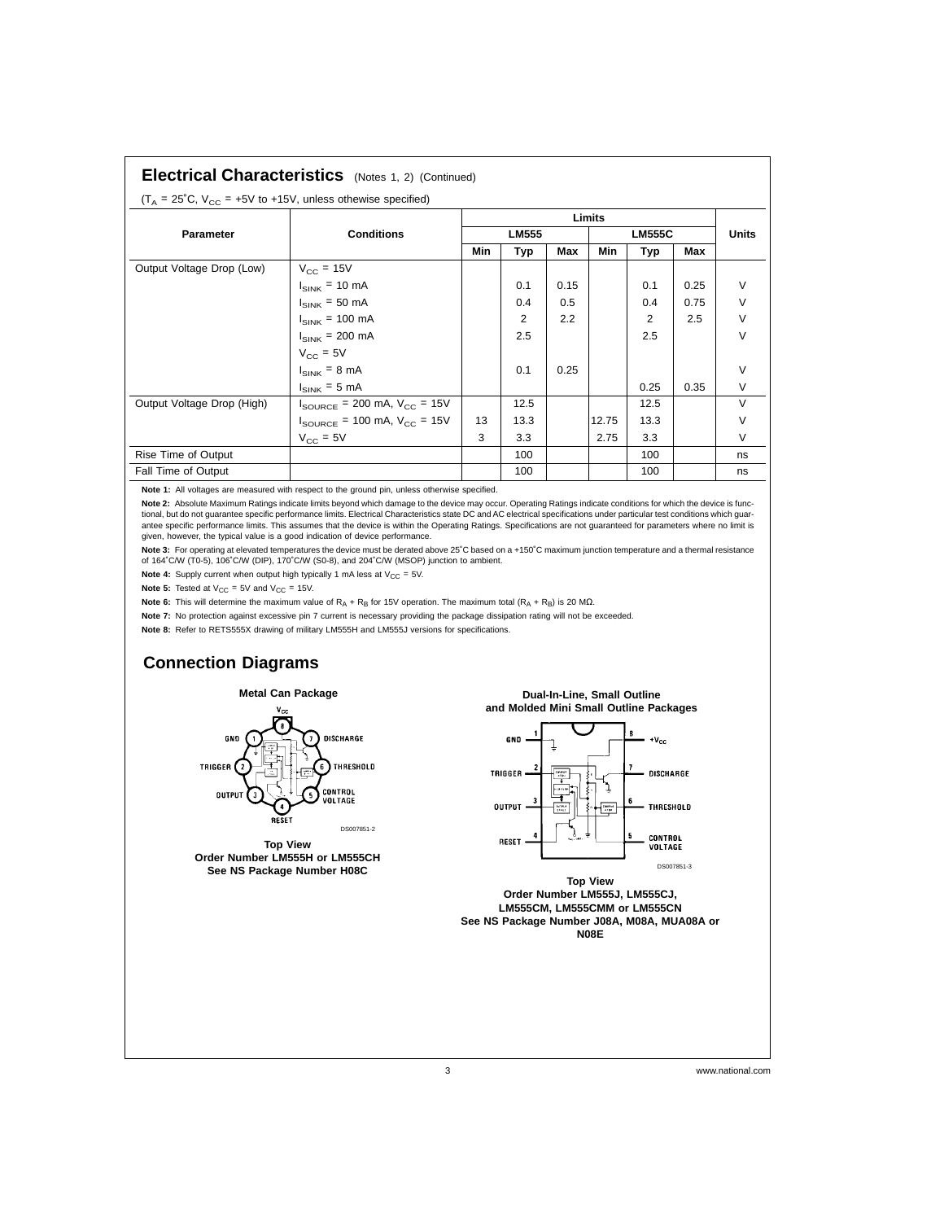## Electrical Characteristics (Notes 1, 2) (Continued)

($T_A$ = 25˚C, $V_{CC}$ = +5V to +15V, unless othewise specified)

| Parameter | Conditions | Limits | | | | | | Units |
|---|---|---|---|---|---|---|---|---|
| | | LM555 | | | LM555C | | | |
| | | Min | Typ | Max | Min | Typ | Max | |
| Output Voltage Drop (Low) | $V_{CC}$ = 15V | | | | | | | |
| | $I_{SINK}$ = 10 mA | | 0.1 | 0.15 | | 0.1 | 0.25 | V |
| | $I_{SINK}$ = 50 mA | | 0.4 | 0.5 | | 0.4 | 0.75 | V |
| | $I_{SINK}$ = 100 mA | | 2 | 2.2 | | 2 | 2.5 | V |
| | $I_{SINK}$ = 200 mA | | 2.5 | | | 2.5 | | V |
| | $V_{CC}$ = 5V | | | | | | | |
| | $I_{SINK}$ = 8 mA | | 0.1 | 0.25 | | | | V |
| | $I_{SINK}$ = 5 mA | | | | | 0.25 | 0.35 | V |
| Output Voltage Drop (High) | $I_{SOURCE}$ = 200 mA, $V_{CC}$ = 15V | | 12.5 | | | 12.5 | | V |
| | $I_{SOURCE}$ = 100 mA, $V_{CC}$ = 15V | 13 | 13.3 | | 12.75 | 13.3 | | V |
| | $V_{CC}$ = 5V | 3 | 3.3 | | 2.75 | 3.3 | | V |
| Rise Time of Output | | | 100 | | | 100 | | ns |
| Fall Time of Output | | | 100 | | | 100 | | ns |

**Note 1:** All voltages are measured with respect to the ground pin, unless otherwise specified.

**Note 2:** Absolute Maximum Ratings indicate limits beyond which damage to the device may occur. Operating Ratings indicate conditions for which the device is functional, but do not guarantee specific performance limits. Electrical Characteristics state DC and AC electrical specifications under particular test conditions which guarantee specific performance limits. This assumes that the device is within the Operating Ratings. Specifications are not guaranteed for parameters where no limit is given, however, the typical value is a good indication of device performance.

**Note 3:** For operating at elevated temperatures the device must be derated above 25˚C based on a +150˚C maximum junction temperature and a thermal resistance of 164˚C/W (T0-5), 106˚C/W (DIP), 170˚C/W (S0-8), and 204˚C/W (MSOP) junction to ambient.

**Note 4:** Supply current when output high typically 1 mA less at $V_{CC}$ = 5V.

**Note 5:** Tested at $V_{CC}$ = 5V and $V_{CC}$ = 15V.

**Note 6:** This will determine the maximum value of $R_A + R_B$ for 15V operation. The maximum total ($R_A + R_B$) is 20 MΩ.

**Note 7:** No protection against excessive pin 7 current is necessary providing the package dissipation rating will not be exceeded.

**Note 8:** Refer to RETS555X drawing of military LM555H and LM555J versions for specifications.

## Connection Diagrams

**Metal Can Package**

GND 1, TRIGGER 2, OUTPUT 3, RESET 4, CONTROL VOLTAGE 5, THRESHOLD 6, DISCHARGE 7, $V_{CC}$ 8

DS007851-2

**Top View**
**Order Number LM555H or LM555CH**
**See NS Package Number H08C**

**Dual-In-Line, Small Outline and Molded Mini Small Outline Packages**

GND 1, TRIGGER 2, OUTPUT 3, RESET 4, CONTROL VOLTAGE 5, THRESHOLD 6, DISCHARGE 7, $+V_{CC}$ 8

DS007851-3

**Top View**
**Order Number LM555J, LM555CJ, LM555CM, LM555CMM or LM555CN**
**See NS Package Number J08A, M08A, MUA08A or N08E**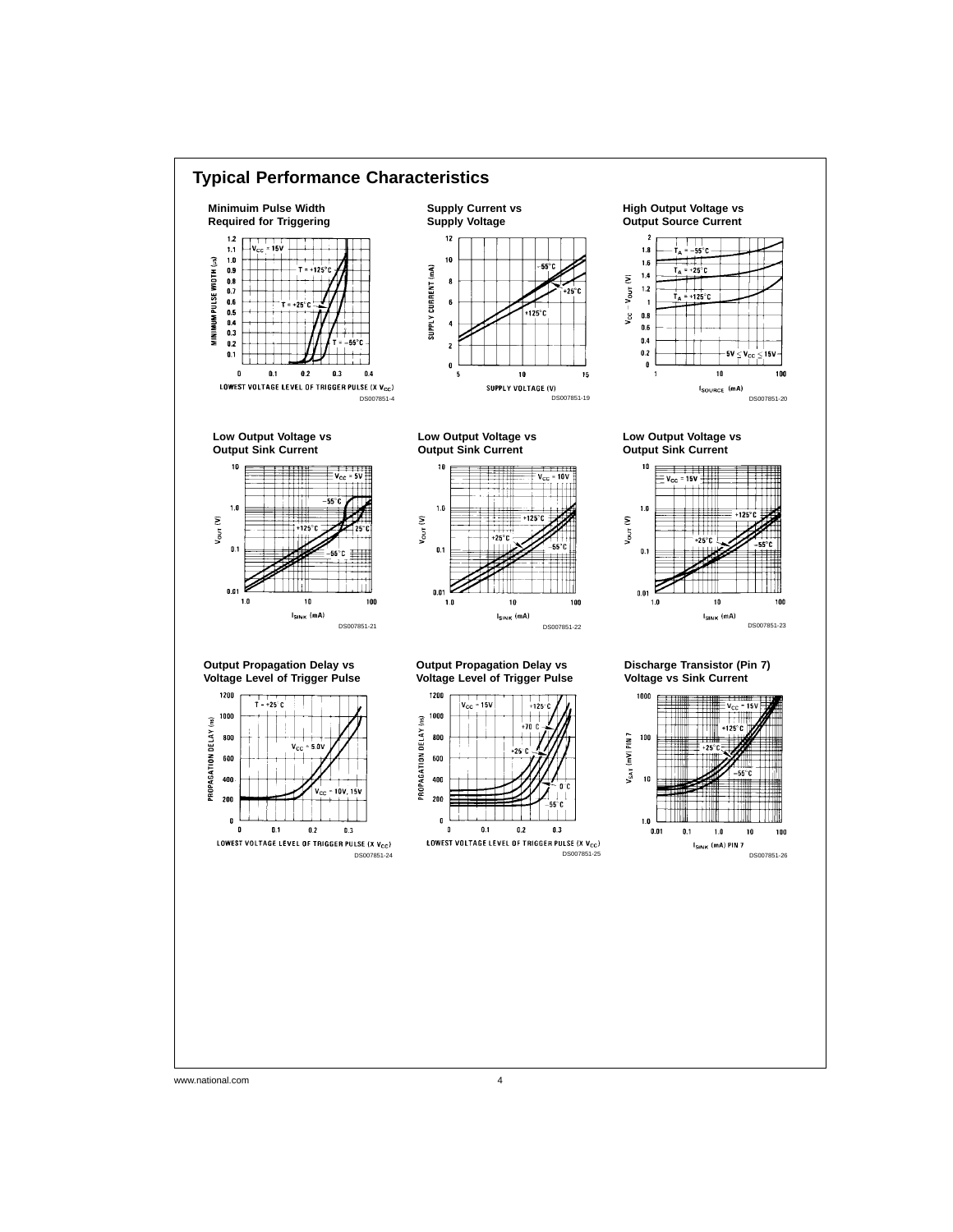## Typical Performance Characteristics

**Minimuim Pulse Width Required for Triggering**

DS007851-4

**Supply Current vs Supply Voltage**

DS007851-19

**High Output Voltage vs Output Source Current**

DS007851-20

**Low Output Voltage vs Output Sink Current**

DS007851-21

**Low Output Voltage vs Output Sink Current**

DS007851-22

**Low Output Voltage vs Output Sink Current**

DS007851-23

**Output Propagation Delay vs Voltage Level of Trigger Pulse**

DS007851-24

**Output Propagation Delay vs Voltage Level of Trigger Pulse**

DS007851-25

**Discharge Transistor (Pin 7) Voltage vs Sink Current**

DS007851-26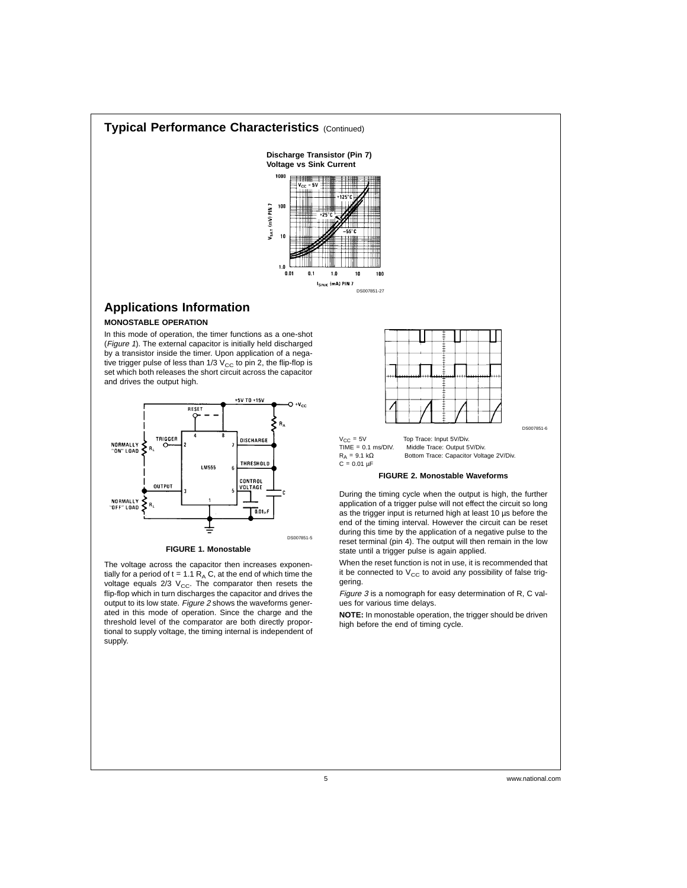## Typical Performance Characteristics (Continued)

**Discharge Transistor (Pin 7) Voltage vs Sink Current**

## Applications Information

### MONOSTABLE OPERATION

In this mode of operation, the timer functions as a one-shot (*Figure 1*). The external capacitor is initially held discharged by a transistor inside the timer. Upon application of a negative trigger pulse of less than 1/3 $V_{CC}$ to pin 2, the flip-flop is set which both releases the short circuit across the capacitor and drives the output high.

**FIGURE 1. Monostable**

The voltage across the capacitor then increases exponentially for a period of $t = 1.1 R_A C$, at the end of which time the voltage equals 2/3 $V_{CC}$. The comparator then resets the flip-flop which in turn discharges the capacitor and drives the output to its low state. *Figure 2* shows the waveforms generated in this mode of operation. Since the charge and the threshold level of the comparator are both directly proportional to supply voltage, the timing internal is independent of supply.

$V_{CC}$ = 5V — Top Trace: Input 5V/Div.
TIME = 0.1 ms/DIV. — Middle Trace: Output 5V/Div.
$R_A$ = 9.1 kΩ — Bottom Trace: Capacitor Voltage 2V/Div.
C = 0.01 µF

**FIGURE 2. Monostable Waveforms**

During the timing cycle when the output is high, the further application of a trigger pulse will not effect the circuit so long as the trigger input is returned high at least 10 µs before the end of the timing interval. However the circuit can be reset during this time by the application of a negative pulse to the reset terminal (pin 4). The output will then remain in the low state until a trigger pulse is again applied.

When the reset function is not in use, it is recommended that it be connected to $V_{CC}$ to avoid any possibility of false triggering.

*Figure 3* is a nomograph for easy determination of R, C values for various time delays.

**NOTE:** In monostable operation, the trigger should be driven high before the end of timing cycle.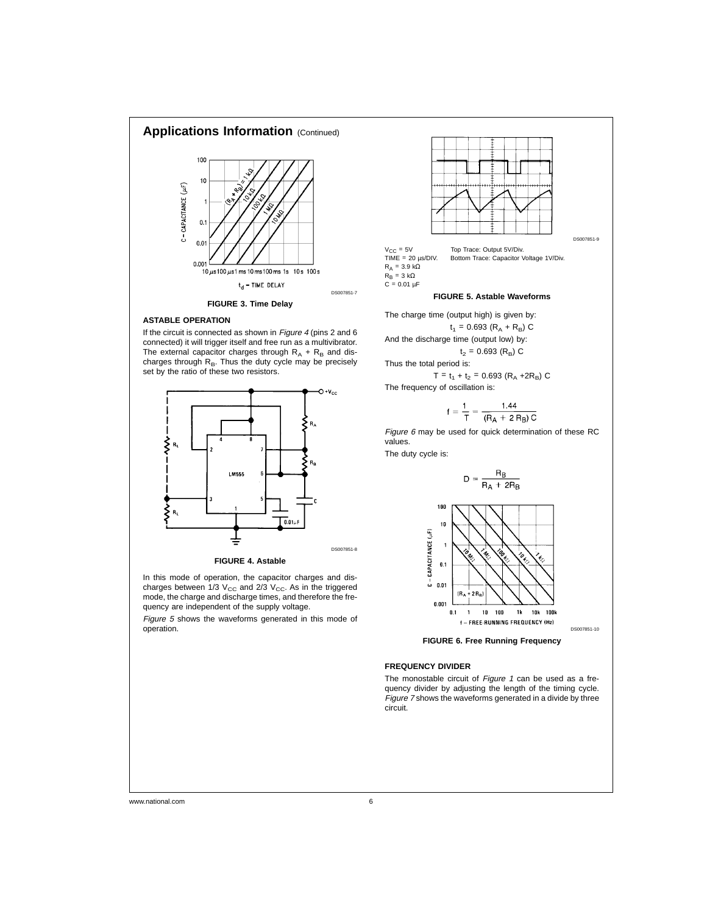## Applications Information (Continued)

FIGURE 3. Time Delay

### ASTABLE OPERATION

If the circuit is connected as shown in *Figure 4* (pins 2 and 6 connected) it will trigger itself and free run as a multivibrator. The external capacitor charges through $R_A + R_B$ and discharges through $R_B$. Thus the duty cycle may be precisely set by the ratio of these two resistors.

FIGURE 4. Astable

In this mode of operation, the capacitor charges and discharges between 1/3 $V_{CC}$ and 2/3 $V_{CC}$. As in the triggered mode, the charge and discharge times, and therefore the frequency are independent of the supply voltage.

*Figure 5* shows the waveforms generated in this mode of operation.

$V_{CC}$ = 5V
TIME = 20 µs/DIV.
$R_A$ = 3.9 kΩ
$R_B$ = 3 kΩ
C = 0.01 µF

Top Trace: Output 5V/Div.
Bottom Trace: Capacitor Voltage 1V/Div.

FIGURE 5. Astable Waveforms

The charge time (output high) is given by:

$$t_1 = 0.693\ (R_A + R_B)\ C$$

And the discharge time (output low) by:

$$t_2 = 0.693\ (R_B)\ C$$

Thus the total period is:

$$T = t_1 + t_2 = 0.693\ (R_A + 2R_B)\ C$$

The frequency of oscillation is:

$$f = \frac{1}{T} = \frac{1.44}{(R_A + 2\ R_B)\ C}$$

*Figure 6* may be used for quick determination of these RC values.

The duty cycle is:

$$D = \frac{R_B}{R_A + 2R_B}$$

FIGURE 6. Free Running Frequency

### FREQUENCY DIVIDER

The monostable circuit of *Figure 1* can be used as a frequency divider by adjusting the length of the timing cycle. *Figure 7* shows the waveforms generated in a divide by three circuit.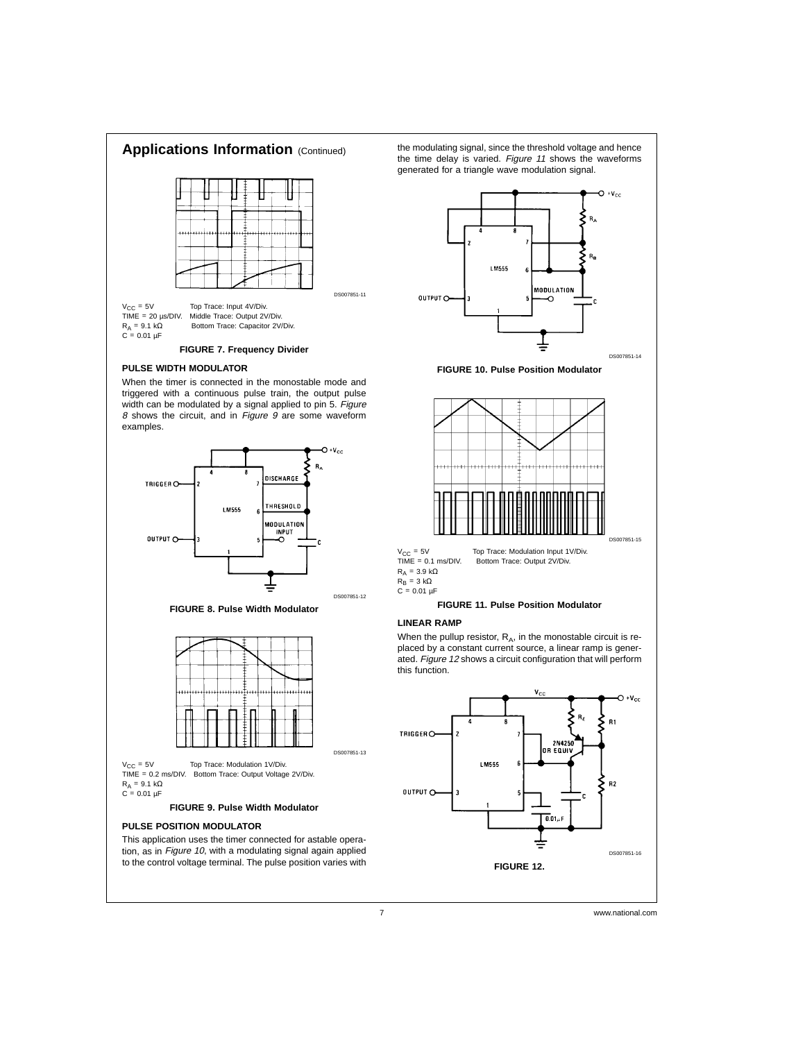## Applications Information (Continued)

$V_{CC}$ = 5V
TIME = 20 µs/DIV.
$R_A$ = 9.1 kΩ
C = 0.01 µF

Top Trace: Input 4V/Div.
Middle Trace: Output 2V/Div.
Bottom Trace: Capacitor 2V/Div.

DS007851-11

**FIGURE 7. Frequency Divider**

### PULSE WIDTH MODULATOR

When the timer is connected in the monostable mode and triggered with a continuous pulse train, the output pulse width can be modulated by a signal applied to pin 5. *Figure 8* shows the circuit, and in *Figure 9* are some waveform examples.

DS007851-12

**FIGURE 8. Pulse Width Modulator**

$V_{CC}$ = 5V
TIME = 0.2 ms/DIV.
$R_A$ = 9.1 kΩ
C = 0.01 µF

Top Trace: Modulation 1V/Div.
Bottom Trace: Output Voltage 2V/Div.

DS007851-13

**FIGURE 9. Pulse Width Modulator**

### PULSE POSITION MODULATOR

This application uses the timer connected for astable operation, as in *Figure 10*, with a modulating signal again applied to the control voltage terminal. The pulse position varies with the modulating signal, since the threshold voltage and hence the time delay is varied. *Figure 11* shows the waveforms generated for a triangle wave modulation signal.

DS007851-14

**FIGURE 10. Pulse Position Modulator**

$V_{CC}$ = 5V
TIME = 0.1 ms/DIV.
$R_A$ = 3.9 kΩ
$R_B$ = 3 kΩ
C = 0.01 µF

Top Trace: Modulation Input 1V/Div.
Bottom Trace: Output 2V/Div.

DS007851-15

**FIGURE 11. Pulse Position Modulator**

### LINEAR RAMP

When the pullup resistor, $R_A$, in the monostable circuit is replaced by a constant current source, a linear ramp is generated. *Figure 12* shows a circuit configuration that will perform this function.

DS007851-16

**FIGURE 12.**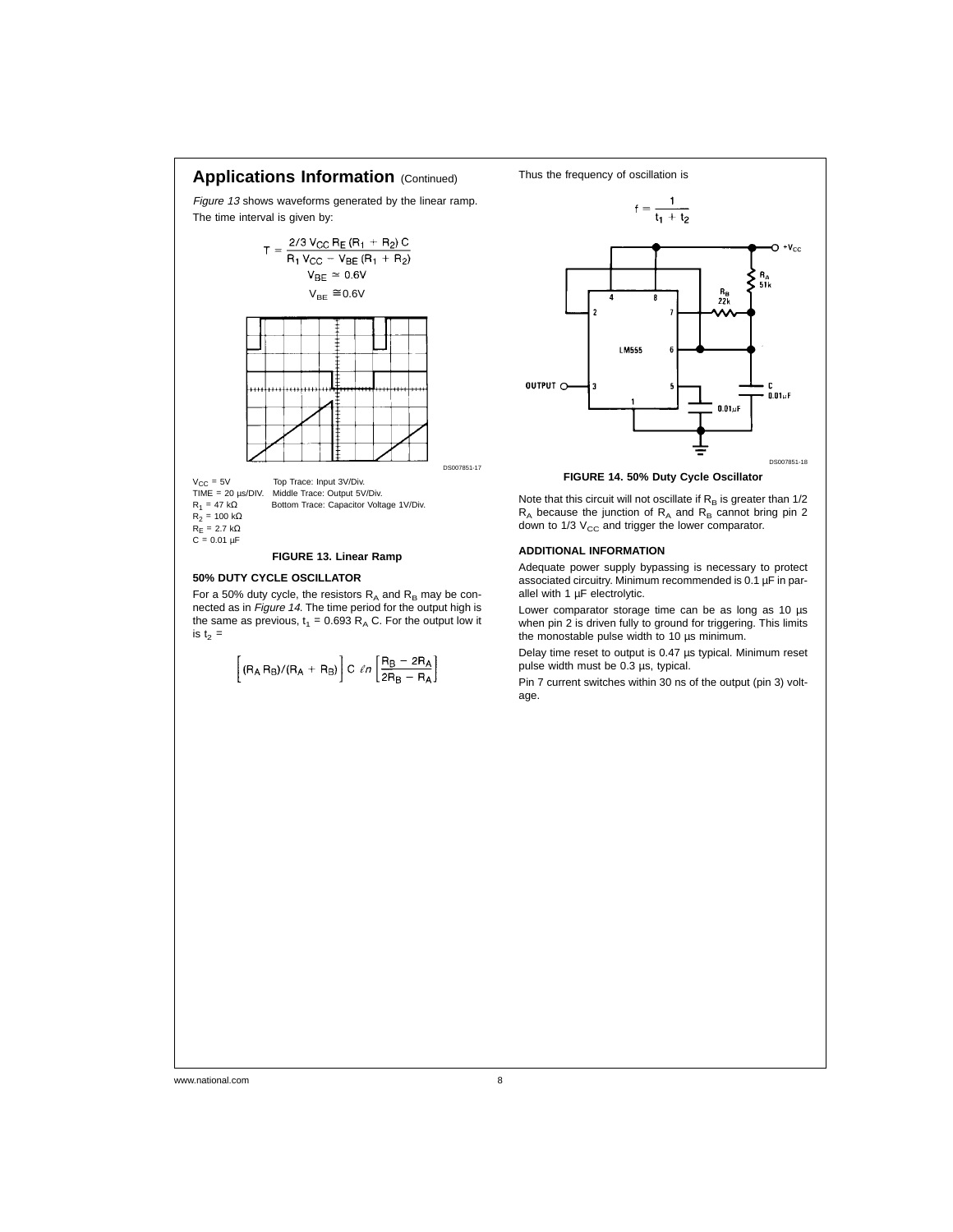## Applications Information (Continued)

*Figure 13* shows waveforms generated by the linear ramp.
The time interval is given by:

$$T = \frac{2/3 \, V_{CC} \, R_E \, (R_1 + R_2) \, C}{R_1 \, V_{CC} - V_{BE} \, (R_1 + R_2)}$$

$$V_{BE} \simeq 0.6V$$

$$V_{BE} \cong 0.6V$$

DS007851-17

$V_{CC}$ = 5V  Top Trace: Input 3V/Div.
TIME = 20 µs/DIV.  Middle Trace: Output 5V/Div.
$R_1$ = 47 kΩ  Bottom Trace: Capacitor Voltage 1V/Div.
$R_2$ = 100 kΩ
$R_E$ = 2.7 kΩ
C = 0.01 µF

**FIGURE 13. Linear Ramp**

### 50% DUTY CYCLE OSCILLATOR

For a 50% duty cycle, the resistors $R_A$ and $R_B$ may be connected as in *Figure 14*. The time period for the output high is the same as previous, $t_1 = 0.693 \, R_A \, C$. For the output low it is $t_2$ =

$$\left[ (R_A \, R_B)/(R_A + R_B) \right] C \; \ell n \left[ \frac{R_B - 2R_A}{2R_B - R_A} \right]$$

Thus the frequency of oscillation is

$$f = \frac{1}{t_1 + t_2}$$

DS007851-18

**FIGURE 14. 50% Duty Cycle Oscillator**

Note that this circuit will not oscillate if $R_B$ is greater than 1/2 $R_A$ because the junction of $R_A$ and $R_B$ cannot bring pin 2 down to 1/3 $V_{CC}$ and trigger the lower comparator.

### ADDITIONAL INFORMATION

Adequate power supply bypassing is necessary to protect associated circuitry. Minimum recommended is 0.1 µF in parallel with 1 µF electrolytic.

Lower comparator storage time can be as long as 10 µs when pin 2 is driven fully to ground for triggering. This limits the monostable pulse width to 10 µs minimum.

Delay time reset to output is 0.47 µs typical. Minimum reset pulse width must be 0.3 µs, typical.

Pin 7 current switches within 30 ns of the output (pin 3) voltage.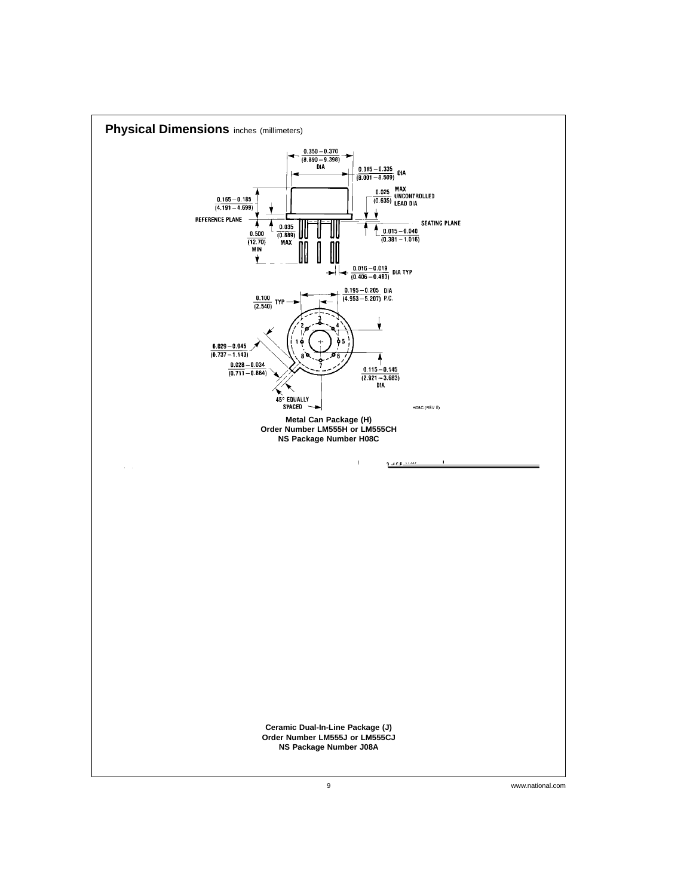## Physical Dimensions inches (millimeters)

**Metal Can Package (H)**
**Order Number LM555H or LM555CH**
**NS Package Number H08C**

**Ceramic Dual-In-Line Package (J)**
**Order Number LM555J or LM555CJ**
**NS Package Number J08A**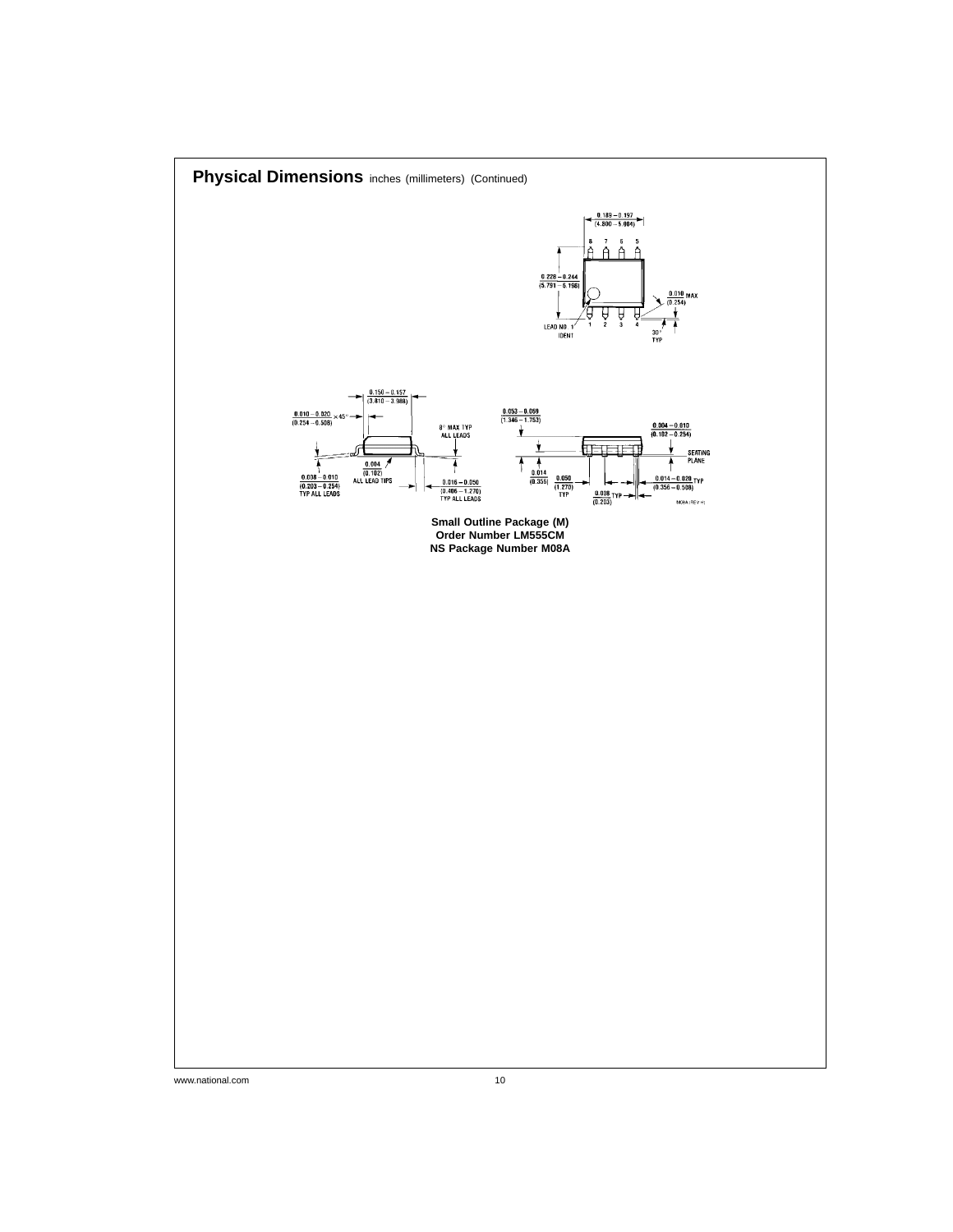## Physical Dimensions inches (millimeters) (Continued)

**Small Outline Package (M)**
**Order Number LM555CM**
**NS Package Number M08A**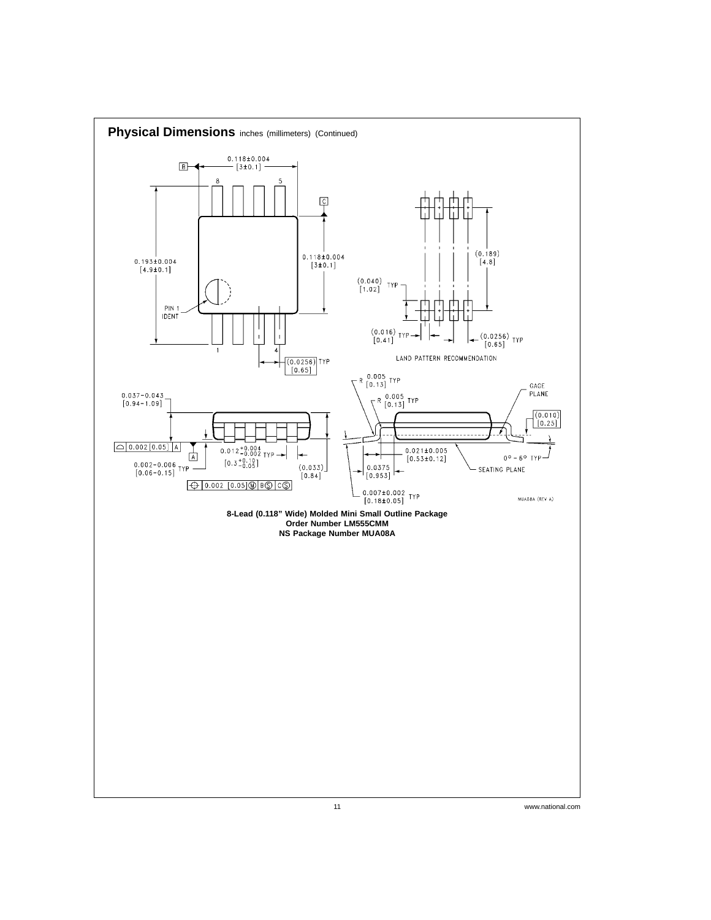## Physical Dimensions inches (millimeters) (Continued)

**8-Lead (0.118" Wide) Molded Mini Small Outline Package**
**Order Number LM555CMM**
**NS Package Number MUA08A**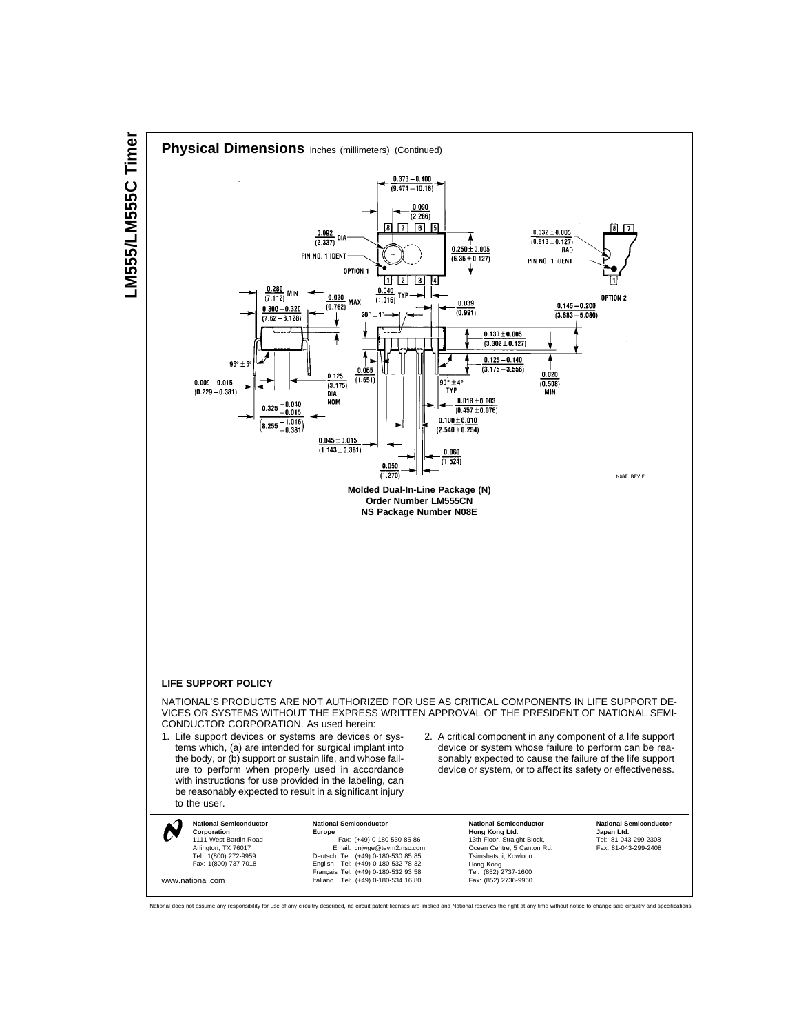## Physical Dimensions inches (millimeters) (Continued)

0.373 − 0.400
(9.474 − 10.16)

0.090
(2.286)

0.092 DIA
(2.337)

PIN NO. 1 IDENT

OPTION 1

0.250 ± 0.005
(6.35 ± 0.127)

0.032 ± 0.005
(0.813 ± 0.127)
RAD

PIN NO. 1 IDENT

OPTION 2

0.280 MIN
(7.112)

0.030 MAX
(0.762)

0.300 − 0.320
(7.62 − 8.128)

0.040 TYP
(1.016)

20° ± 1°

0.039
(0.991)

0.145 − 0.200
(3.683 − 5.080)

0.130 ± 0.005
(3.302 ± 0.127)

95° ± 5°

0.065
(1.651)

0.125 − 0.140
(3.175 − 3.556)

0.020
(0.508)
MIN

0.009 − 0.015
(0.229 − 0.381)

0.125
(3.175)
DIA
NOM

90° ± 4°
TYP

0.018 ± 0.003
(0.457 ± 0.076)

0.325 +0.040 −0.015
(8.255 +1.016 −0.381)

0.100 ± 0.010
(2.540 ± 0.254)

0.045 ± 0.015
(1.143 ± 0.381)

0.060
(1.524)

0.050
(1.270)

N08E (REV F)

**Molded Dual-In-Line Package (N)**
**Order Number LM555CN**
**NS Package Number N08E**

### LIFE SUPPORT POLICY

NATIONAL'S PRODUCTS ARE NOT AUTHORIZED FOR USE AS CRITICAL COMPONENTS IN LIFE SUPPORT DEVICES OR SYSTEMS WITHOUT THE EXPRESS WRITTEN APPROVAL OF THE PRESIDENT OF NATIONAL SEMICONDUCTOR CORPORATION. As used herein:

1. Life support devices or systems are devices or systems which, (a) are intended for surgical implant into the body, or (b) support or sustain life, and whose failure to perform when properly used in accordance with instructions for use provided in the labeling, can be reasonably expected to result in a significant injury to the user.
2. A critical component in any component of a life support device or system whose failure to perform can be reasonably expected to cause the failure of the life support device or system, or to affect its safety or effectiveness.

**National Semiconductor Corporation**
1111 West Bardin Road
Arlington, TX 76017
Tel: 1(800) 272-9959
Fax: 1(800) 737-7018

**National Semiconductor Europe**
Fax: (+49) 0-180-530 85 86
Email: cnjwge@tevm2.nsc.com
Deutsch Tel: (+49) 0-180-530 85 85
English Tel: (+49) 0-180-532 78 32
Français Tel: (+49) 0-180-532 93 58
Italiano Tel: (+49) 0-180-534 16 80

**National Semiconductor Hong Kong Ltd.**
13th Floor, Straight Block,
Ocean Centre, 5 Canton Rd.
Tsimshatsui, Kowloon
Hong Kong
Tel: (852) 2737-1600
Fax: (852) 2736-9960

**National Semiconductor Japan Ltd.**
Tel: 81-043-299-2308
Fax: 81-043-299-2408

www.national.com

National does not assume any responsibility for use of any circuitry described, no circuit patent licenses are implied and National reserves the right at any time without notice to change said circuitry and specifications.